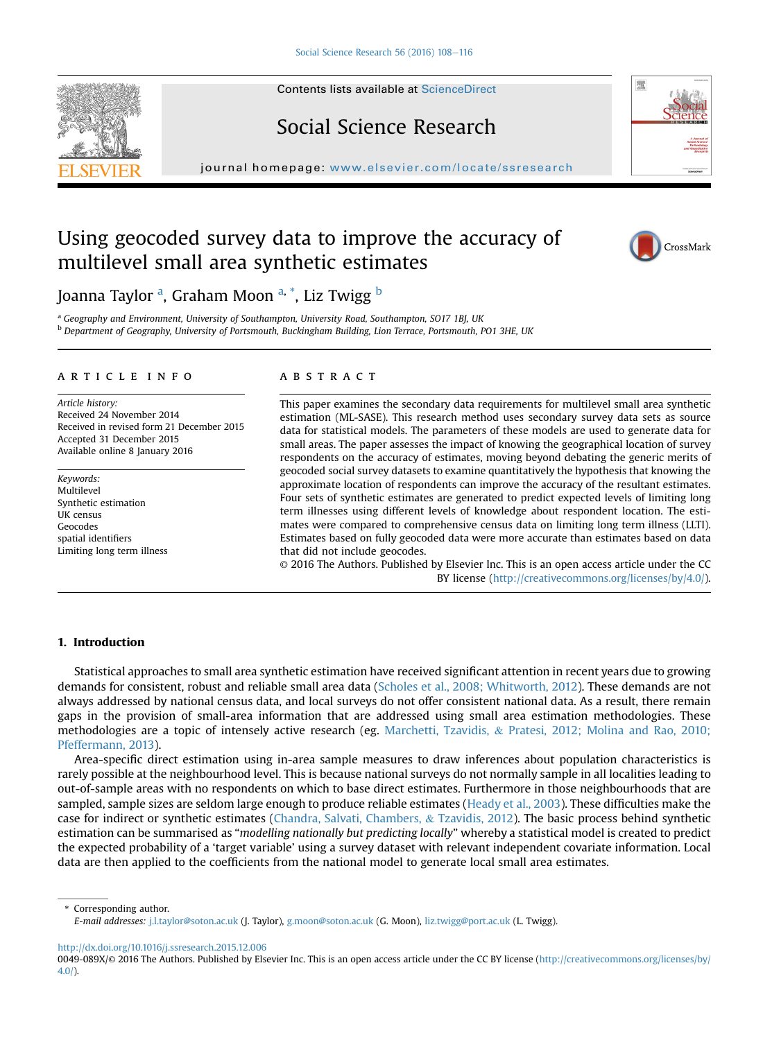# Using geocoded survey data to improve the accuracy of multilevel small area synthetic estimates

Joanna Taylor [a], Graham Moon [a,*], Liz Twigg [b]

[a] Geography and Environment, University of Southampton, University Road, Southampton, SO17 1BJ, UK

[b] Department of Geography, University of Portsmouth, Buckingham Building, Lion Terrace, Portsmouth, PO1 3HE, UK

## ARTICLE INFO

*Article history:*
Received 24 November 2014
Received in revised form 21 December 2015
Accepted 31 December 2015
Available online 8 January 2016

*Keywords:*
Multilevel
Synthetic estimation
UK census
Geocodes
spatial identifiers
Limiting long term illness

## ABSTRACT

This paper examines the secondary data requirements for multilevel small area synthetic estimation (ML-SASE). This research method uses secondary survey data sets as source data for statistical models. The parameters of these models are used to generate data for small areas. The paper assesses the impact of knowing the geographical location of survey respondents on the accuracy of estimates, moving beyond debating the generic merits of geocoded social survey datasets to examine quantitatively the hypothesis that knowing the approximate location of respondents can improve the accuracy of the resultant estimates. Four sets of synthetic estimates are generated to predict expected levels of limiting long term illnesses using different levels of knowledge about respondent location. The estimates were compared to comprehensive census data on limiting long term illness (LLTI). Estimates based on fully geocoded data were more accurate than estimates based on data that did not include geocodes.

© 2016 The Authors. Published by Elsevier Inc. This is an open access article under the CC BY license (http://creativecommons.org/licenses/by/4.0/).

## 1. Introduction

Statistical approaches to small area synthetic estimation have received significant attention in recent years due to growing demands for consistent, robust and reliable small area data (Scholes et al., 2008; Whitworth, 2012). These demands are not always addressed by national census data, and local surveys do not offer consistent national data. As a result, there remain gaps in the provision of small-area information that are addressed using small area estimation methodologies. These methodologies are a topic of intensely active research (eg. Marchetti, Tzavidis, & Pratesi, 2012; Molina and Rao, 2010; Pfeffermann, 2013).

Area-specific direct estimation using in-area sample measures to draw inferences about population characteristics is rarely possible at the neighbourhood level. This is because national surveys do not normally sample in all localities leading to out-of-sample areas with no respondents on which to base direct estimates. Furthermore in those neighbourhoods that are sampled, sample sizes are seldom large enough to produce reliable estimates (Heady et al., 2003). These difficulties make the case for indirect or synthetic estimates (Chandra, Salvati, Chambers, & Tzavidis, 2012). The basic process behind synthetic estimation can be summarised as "*modelling nationally but predicting locally*" whereby a statistical model is created to predict the expected probability of a 'target variable' using a survey dataset with relevant independent covariate information. Local data are then applied to the coefficients from the national model to generate local small area estimates.

* Corresponding author.
*E-mail addresses:* j.l.taylor@soton.ac.uk (J. Taylor), g.moon@soton.ac.uk (G. Moon), liz.twigg@port.ac.uk (L. Twigg).

http://dx.doi.org/10.1016/j.ssresearch.2015.12.006
0049-089X/© 2016 The Authors. Published by Elsevier Inc. This is an open access article under the CC BY license (http://creativecommons.org/licenses/by/4.0/).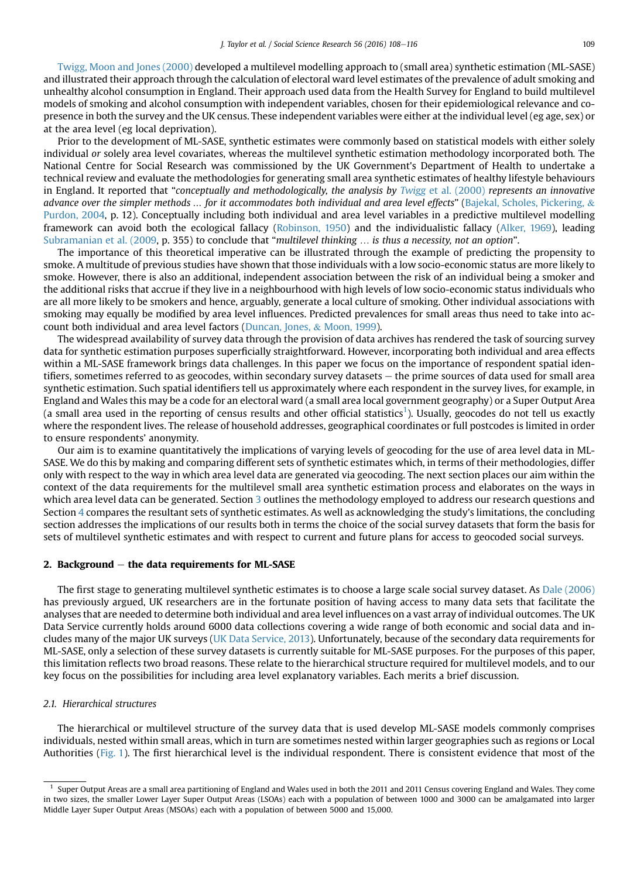Twigg, Moon and Jones (2000) developed a multilevel modelling approach to (small area) synthetic estimation (ML-SASE) and illustrated their approach through the calculation of electoral ward level estimates of the prevalence of adult smoking and unhealthy alcohol consumption in England. Their approach used data from the Health Survey for England to build multilevel models of smoking and alcohol consumption with independent variables, chosen for their epidemiological relevance and co-presence in both the survey and the UK census. These independent variables were either at the individual level (eg age, sex) or at the area level (eg local deprivation).

Prior to the development of ML-SASE, synthetic estimates were commonly based on statistical models with either solely individual *or* solely area level covariates, whereas the multilevel synthetic estimation methodology incorporated both. The National Centre for Social Research was commissioned by the UK Government's Department of Health to undertake a technical review and evaluate the methodologies for generating small area synthetic estimates of healthy lifestyle behaviours in England. It reported that "*conceptually and methodologically, the analysis by* Twigg et al. (2000) *represents an innovative advance over the simpler methods … for it accommodates both individual and area level effects*" (Bajekal, Scholes, Pickering, & Purdon, 2004, p. 12). Conceptually including both individual and area level variables in a predictive multilevel modelling framework can avoid both the ecological fallacy (Robinson, 1950) and the individualistic fallacy (Alker, 1969), leading Subramanian et al. (2009, p. 355) to conclude that "*multilevel thinking … is thus a necessity, not an option*".

The importance of this theoretical imperative can be illustrated through the example of predicting the propensity to smoke. A multitude of previous studies have shown that those individuals with a low socio-economic status are more likely to smoke. However, there is also an additional, independent association between the risk of an individual being a smoker and the additional risks that accrue if they live in a neighbourhood with high levels of low socio-economic status individuals who are all more likely to be smokers and hence, arguably, generate a local culture of smoking. Other individual associations with smoking may equally be modified by area level influences. Predicted prevalences for small areas thus need to take into account both individual and area level factors (Duncan, Jones, & Moon, 1999).

The widespread availability of survey data through the provision of data archives has rendered the task of sourcing survey data for synthetic estimation purposes superficially straightforward. However, incorporating both individual and area effects within a ML-SASE framework brings data challenges. In this paper we focus on the importance of respondent spatial identifiers, sometimes referred to as geocodes, within secondary survey datasets — the prime sources of data used for small area synthetic estimation. Such spatial identifiers tell us approximately where each respondent in the survey lives, for example, in England and Wales this may be a code for an electoral ward (a small area local government geography) or a Super Output Area (a small area used in the reporting of census results and other official statistics[1]). Usually, geocodes do not tell us exactly where the respondent lives. The release of household addresses, geographical coordinates or full postcodes is limited in order to ensure respondents' anonymity.

Our aim is to examine quantitatively the implications of varying levels of geocoding for the use of area level data in ML-SASE. We do this by making and comparing different sets of synthetic estimates which, in terms of their methodologies, differ only with respect to the way in which area level data are generated via geocoding. The next section places our aim within the context of the data requirements for the multilevel small area synthetic estimation process and elaborates on the ways in which area level data can be generated. Section 3 outlines the methodology employed to address our research questions and Section 4 compares the resultant sets of synthetic estimates. As well as acknowledging the study's limitations, the concluding section addresses the implications of our results both in terms the choice of the social survey datasets that form the basis for sets of multilevel synthetic estimates and with respect to current and future plans for access to geocoded social surveys.

## 2. Background — the data requirements for ML-SASE

The first stage to generating multilevel synthetic estimates is to choose a large scale social survey dataset. As Dale (2006) has previously argued, UK researchers are in the fortunate position of having access to many data sets that facilitate the analyses that are needed to determine both individual and area level influences on a vast array of individual outcomes. The UK Data Service currently holds around 6000 data collections covering a wide range of both economic and social data and includes many of the major UK surveys (UK Data Service, 2013). Unfortunately, because of the secondary data requirements for ML-SASE, only a selection of these survey datasets is currently suitable for ML-SASE purposes. For the purposes of this paper, this limitation reflects two broad reasons. These relate to the hierarchical structure required for multilevel models, and to our key focus on the possibilities for including area level explanatory variables. Each merits a brief discussion.

### 2.1. Hierarchical structures

The hierarchical or multilevel structure of the survey data that is used develop ML-SASE models commonly comprises individuals, nested within small areas, which in turn are sometimes nested within larger geographies such as regions or Local Authorities (Fig. 1). The first hierarchical level is the individual respondent. There is consistent evidence that most of the

[1] Super Output Areas are a small area partitioning of England and Wales used in both the 2011 and 2011 Census covering England and Wales. They come in two sizes, the smaller Lower Layer Super Output Areas (LSOAs) each with a population of between 1000 and 3000 can be amalgamated into larger Middle Layer Super Output Areas (MSOAs) each with a population of between 5000 and 15,000.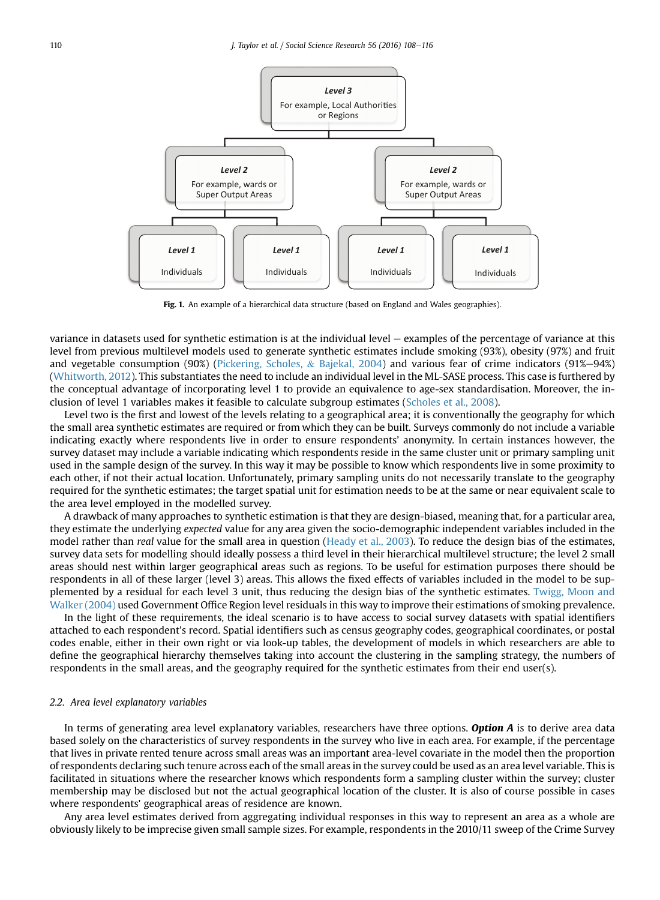Level 3
For example, Local Authorities or Regions

Level 2
For example, wards or Super Output Areas

Level 2
For example, wards or Super Output Areas

Level 1
Individuals

Level 1
Individuals

Level 1
Individuals

Level 1
Individuals

**Fig. 1.** An example of a hierarchical data structure (based on England and Wales geographies).

variance in datasets used for synthetic estimation is at the individual level – examples of the percentage of variance at this level from previous multilevel models used to generate synthetic estimates include smoking (93%), obesity (97%) and fruit and vegetable consumption (90%) (Pickering, Scholes, & Bajekal, 2004) and various fear of crime indicators (91%–94%) (Whitworth, 2012). This substantiates the need to include an individual level in the ML-SASE process. This case is furthered by the conceptual advantage of incorporating level 1 to provide an equivalence to age-sex standardisation. Moreover, the inclusion of level 1 variables makes it feasible to calculate subgroup estimates (Scholes et al., 2008).

Level two is the first and lowest of the levels relating to a geographical area; it is conventionally the geography for which the small area synthetic estimates are required or from which they can be built. Surveys commonly do not include a variable indicating exactly where respondents live in order to ensure respondents' anonymity. In certain instances however, the survey dataset may include a variable indicating which respondents reside in the same cluster unit or primary sampling unit used in the sample design of the survey. In this way it may be possible to know which respondents live in some proximity to each other, if not their actual location. Unfortunately, primary sampling units do not necessarily translate to the geography required for the synthetic estimates; the target spatial unit for estimation needs to be at the same or near equivalent scale to the area level employed in the modelled survey.

A drawback of many approaches to synthetic estimation is that they are design-biased, meaning that, for a particular area, they estimate the underlying *expected* value for any area given the socio-demographic independent variables included in the model rather than *real* value for the small area in question (Heady et al., 2003). To reduce the design bias of the estimates, survey data sets for modelling should ideally possess a third level in their hierarchical multilevel structure; the level 2 small areas should nest within larger geographical areas such as regions. To be useful for estimation purposes there should be respondents in all of these larger (level 3) areas. This allows the fixed effects of variables included in the model to be supplemented by a residual for each level 3 unit, thus reducing the design bias of the synthetic estimates. Twigg, Moon and Walker (2004) used Government Office Region level residuals in this way to improve their estimations of smoking prevalence.

In the light of these requirements, the ideal scenario is to have access to social survey datasets with spatial identifiers attached to each respondent's record. Spatial identifiers such as census geography codes, geographical coordinates, or postal codes enable, either in their own right or via look-up tables, the development of models in which researchers are able to define the geographical hierarchy themselves taking into account the clustering in the sampling strategy, the numbers of respondents in the small areas, and the geography required for the synthetic estimates from their end user(s).

### 2.2. Area level explanatory variables

In terms of generating area level explanatory variables, researchers have three options. ***Option A*** is to derive area data based solely on the characteristics of survey respondents in the survey who live in each area. For example, if the percentage that lives in private rented tenure across small areas was an important area-level covariate in the model then the proportion of respondents declaring such tenure across each of the small areas in the survey could be used as an area level variable. This is facilitated in situations where the researcher knows which respondents form a sampling cluster within the survey; cluster membership may be disclosed but not the actual geographical location of the cluster. It is also of course possible in cases where respondents' geographical areas of residence are known.

Any area level estimates derived from aggregating individual responses in this way to represent an area as a whole are obviously likely to be imprecise given small sample sizes. For example, respondents in the 2010/11 sweep of the Crime Survey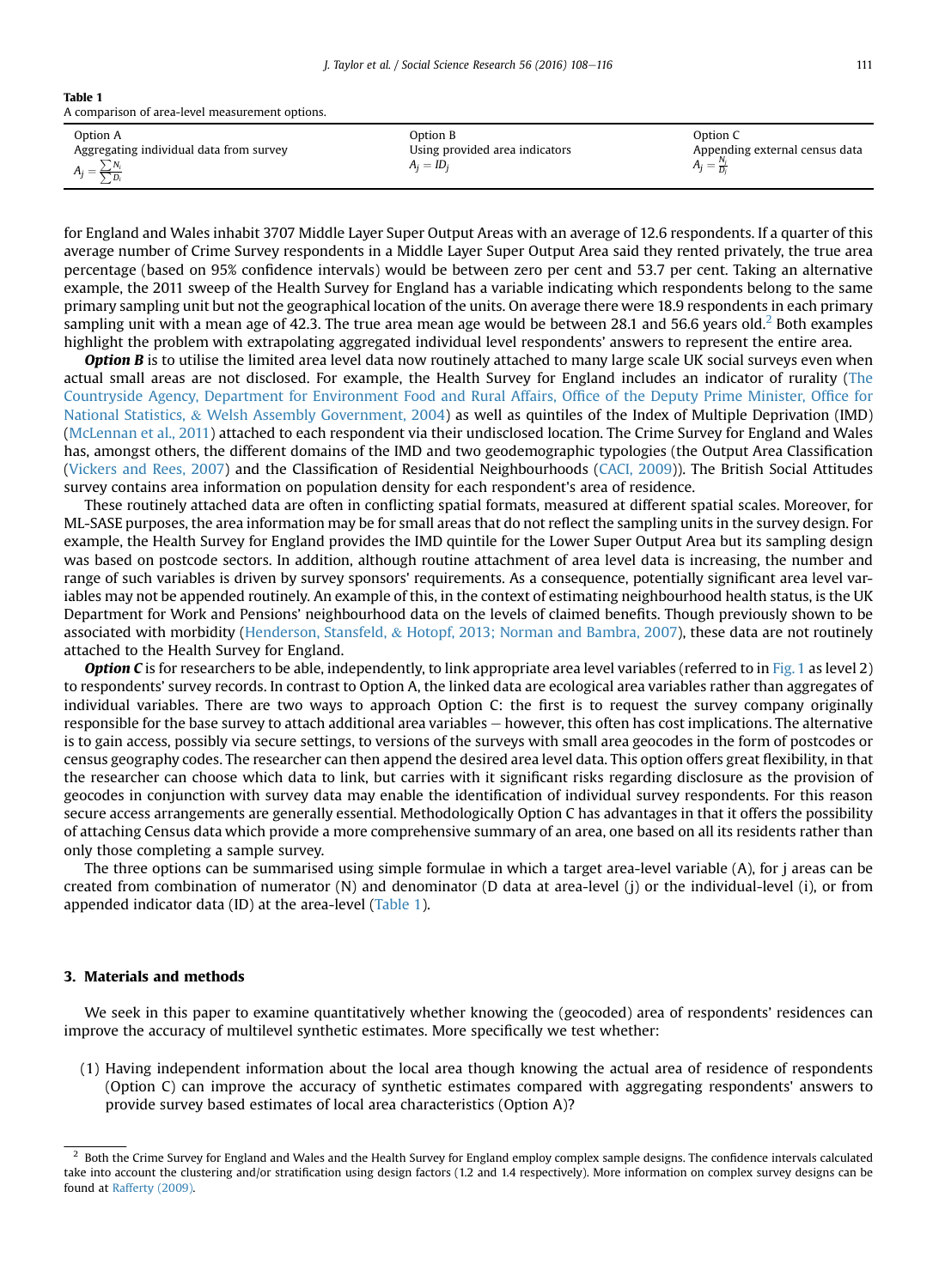**Table 1**
A comparison of area-level measurement options.

| Option A | Option B | Option C |
|---|---|---|
| Aggregating individual data from survey | Using provided area indicators | Appending external census data |
| $A_j = \frac{\sum N_i}{\sum D_i}$ | $A_j = ID_j$ | $A_j = \frac{N_j}{D_j}$ |

for England and Wales inhabit 3707 Middle Layer Super Output Areas with an average of 12.6 respondents. If a quarter of this average number of Crime Survey respondents in a Middle Layer Super Output Area said they rented privately, the true area percentage (based on 95% confidence intervals) would be between zero per cent and 53.7 per cent. Taking an alternative example, the 2011 sweep of the Health Survey for England has a variable indicating which respondents belong to the same primary sampling unit but not the geographical location of the units. On average there were 18.9 respondents in each primary sampling unit with a mean age of 42.3. The true area mean age would be between 28.1 and 56.6 years old.[2] Both examples highlight the problem with extrapolating aggregated individual level respondents' answers to represent the entire area.

***Option B*** is to utilise the limited area level data now routinely attached to many large scale UK social surveys even when actual small areas are not disclosed. For example, the Health Survey for England includes an indicator of rurality (The Countryside Agency, Department for Environment Food and Rural Affairs, Office of the Deputy Prime Minister, Office for National Statistics, & Welsh Assembly Government, 2004) as well as quintiles of the Index of Multiple Deprivation (IMD) (McLennan et al., 2011) attached to each respondent via their undisclosed location. The Crime Survey for England and Wales has, amongst others, the different domains of the IMD and two geodemographic typologies (the Output Area Classification (Vickers and Rees, 2007) and the Classification of Residential Neighbourhoods (CACI, 2009)). The British Social Attitudes survey contains area information on population density for each respondent's area of residence.

These routinely attached data are often in conflicting spatial formats, measured at different spatial scales. Moreover, for ML-SASE purposes, the area information may be for small areas that do not reflect the sampling units in the survey design. For example, the Health Survey for England provides the IMD quintile for the Lower Super Output Area but its sampling design was based on postcode sectors. In addition, although routine attachment of area level data is increasing, the number and range of such variables is driven by survey sponsors' requirements. As a consequence, potentially significant area level variables may not be appended routinely. An example of this, in the context of estimating neighbourhood health status, is the UK Department for Work and Pensions' neighbourhood data on the levels of claimed benefits. Though previously shown to be associated with morbidity (Henderson, Stansfeld, & Hotopf, 2013; Norman and Bambra, 2007), these data are not routinely attached to the Health Survey for England.

***Option C*** is for researchers to be able, independently, to link appropriate area level variables (referred to in Fig. 1 as level 2) to respondents' survey records. In contrast to Option A, the linked data are ecological area variables rather than aggregates of individual variables. There are two ways to approach Option C: the first is to request the survey company originally responsible for the base survey to attach additional area variables – however, this often has cost implications. The alternative is to gain access, possibly via secure settings, to versions of the surveys with small area geocodes in the form of postcodes or census geography codes. The researcher can then append the desired area level data. This option offers great flexibility, in that the researcher can choose which data to link, but carries with it significant risks regarding disclosure as the provision of geocodes in conjunction with survey data may enable the identification of individual survey respondents. For this reason secure access arrangements are generally essential. Methodologically Option C has advantages in that it offers the possibility of attaching Census data which provide a more comprehensive summary of an area, one based on all its residents rather than only those completing a sample survey.

The three options can be summarised using simple formulae in which a target area-level variable (A), for j areas can be created from combination of numerator (N) and denominator (D data at area-level (j) or the individual-level (i), or from appended indicator data (ID) at the area-level (Table 1).

## 3. Materials and methods

We seek in this paper to examine quantitatively whether knowing the (geocoded) area of respondents' residences can improve the accuracy of multilevel synthetic estimates. More specifically we test whether:

(1) Having independent information about the local area though knowing the actual area of residence of respondents (Option C) can improve the accuracy of synthetic estimates compared with aggregating respondents' answers to provide survey based estimates of local area characteristics (Option A)?

[2] Both the Crime Survey for England and Wales and the Health Survey for England employ complex sample designs. The confidence intervals calculated take into account the clustering and/or stratification using design factors (1.2 and 1.4 respectively). More information on complex survey designs can be found at Rafferty (2009).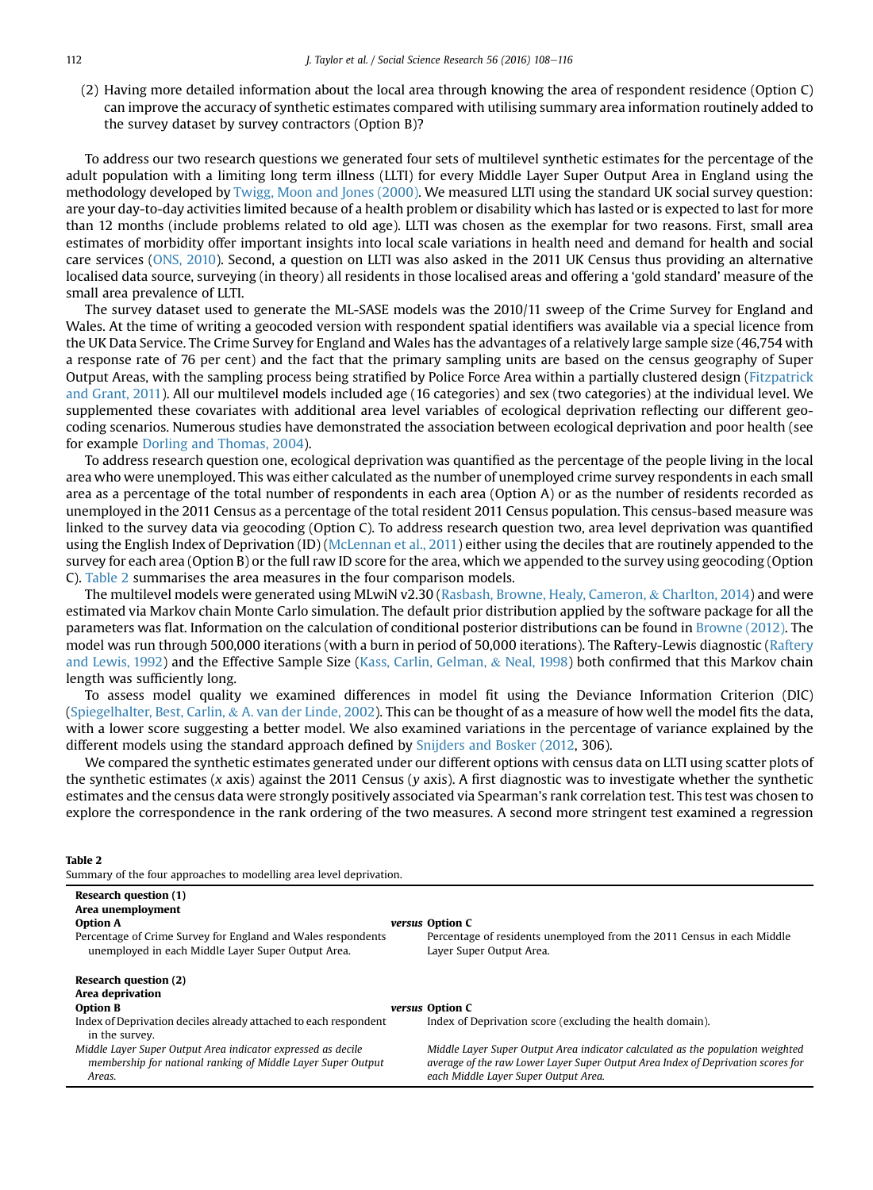(2) Having more detailed information about the local area through knowing the area of respondent residence (Option C) can improve the accuracy of synthetic estimates compared with utilising summary area information routinely added to the survey dataset by survey contractors (Option B)?

To address our two research questions we generated four sets of multilevel synthetic estimates for the percentage of the adult population with a limiting long term illness (LLTI) for every Middle Layer Super Output Area in England using the methodology developed by Twigg, Moon and Jones (2000). We measured LLTI using the standard UK social survey question: are your day-to-day activities limited because of a health problem or disability which has lasted or is expected to last for more than 12 months (include problems related to old age). LLTI was chosen as the exemplar for two reasons. First, small area estimates of morbidity offer important insights into local scale variations in health need and demand for health and social care services (ONS, 2010). Second, a question on LLTI was also asked in the 2011 UK Census thus providing an alternative localised data source, surveying (in theory) all residents in those localised areas and offering a 'gold standard' measure of the small area prevalence of LLTI.

The survey dataset used to generate the ML-SASE models was the 2010/11 sweep of the Crime Survey for England and Wales. At the time of writing a geocoded version with respondent spatial identifiers was available via a special licence from the UK Data Service. The Crime Survey for England and Wales has the advantages of a relatively large sample size (46,754 with a response rate of 76 per cent) and the fact that the primary sampling units are based on the census geography of Super Output Areas, with the sampling process being stratified by Police Force Area within a partially clustered design (Fitzpatrick and Grant, 2011). All our multilevel models included age (16 categories) and sex (two categories) at the individual level. We supplemented these covariates with additional area level variables of ecological deprivation reflecting our different geocoding scenarios. Numerous studies have demonstrated the association between ecological deprivation and poor health (see for example Dorling and Thomas, 2004).

To address research question one, ecological deprivation was quantified as the percentage of the people living in the local area who were unemployed. This was either calculated as the number of unemployed crime survey respondents in each small area as a percentage of the total number of respondents in each area (Option A) or as the number of residents recorded as unemployed in the 2011 Census as a percentage of the total resident 2011 Census population. This census-based measure was linked to the survey data via geocoding (Option C). To address research question two, area level deprivation was quantified using the English Index of Deprivation (ID) (McLennan et al., 2011) either using the deciles that are routinely appended to the survey for each area (Option B) or the full raw ID score for the area, which we appended to the survey using geocoding (Option C). Table 2 summarises the area measures in the four comparison models.

The multilevel models were generated using MLwiN v2.30 (Rasbash, Browne, Healy, Cameron, & Charlton, 2014) and were estimated via Markov chain Monte Carlo simulation. The default prior distribution applied by the software package for all the parameters was flat. Information on the calculation of conditional posterior distributions can be found in Browne (2012). The model was run through 500,000 iterations (with a burn in period of 50,000 iterations). The Raftery-Lewis diagnostic (Raftery and Lewis, 1992) and the Effective Sample Size (Kass, Carlin, Gelman, & Neal, 1998) both confirmed that this Markov chain length was sufficiently long.

To assess model quality we examined differences in model fit using the Deviance Information Criterion (DIC) (Spiegelhalter, Best, Carlin, & A. van der Linde, 2002). This can be thought of as a measure of how well the model fits the data, with a lower score suggesting a better model. We also examined variations in the percentage of variance explained by the different models using the standard approach defined by Snijders and Bosker (2012, 306).

We compared the synthetic estimates generated under our different options with census data on LLTI using scatter plots of the synthetic estimates ($x$ axis) against the 2011 Census ($y$ axis). A first diagnostic was to investigate whether the synthetic estimates and the census data were strongly positively associated via Spearman's rank correlation test. This test was chosen to explore the correspondence in the rank ordering of the two measures. A second more stringent test examined a regression

**Table 2**
Summary of the four approaches to modelling area level deprivation.

| | | |
|---|---|---|
| **Research question (1)** | | |
| **Area unemployment** | | |
| **Option A** | *versus* | **Option C** |
| Percentage of Crime Survey for England and Wales respondents unemployed in each Middle Layer Super Output Area. | | Percentage of residents unemployed from the 2011 Census in each Middle Layer Super Output Area. |
| **Research question (2)** | | |
| **Area deprivation** | | |
| **Option B** | *versus* | **Option C** |
| Index of Deprivation deciles already attached to each respondent in the survey. | | Index of Deprivation score (excluding the health domain). |
| *Middle Layer Super Output Area indicator expressed as decile membership for national ranking of Middle Layer Super Output Areas.* | | *Middle Layer Super Output Area indicator calculated as the population weighted average of the raw Lower Layer Super Output Area Index of Deprivation scores for each Middle Layer Super Output Area.* |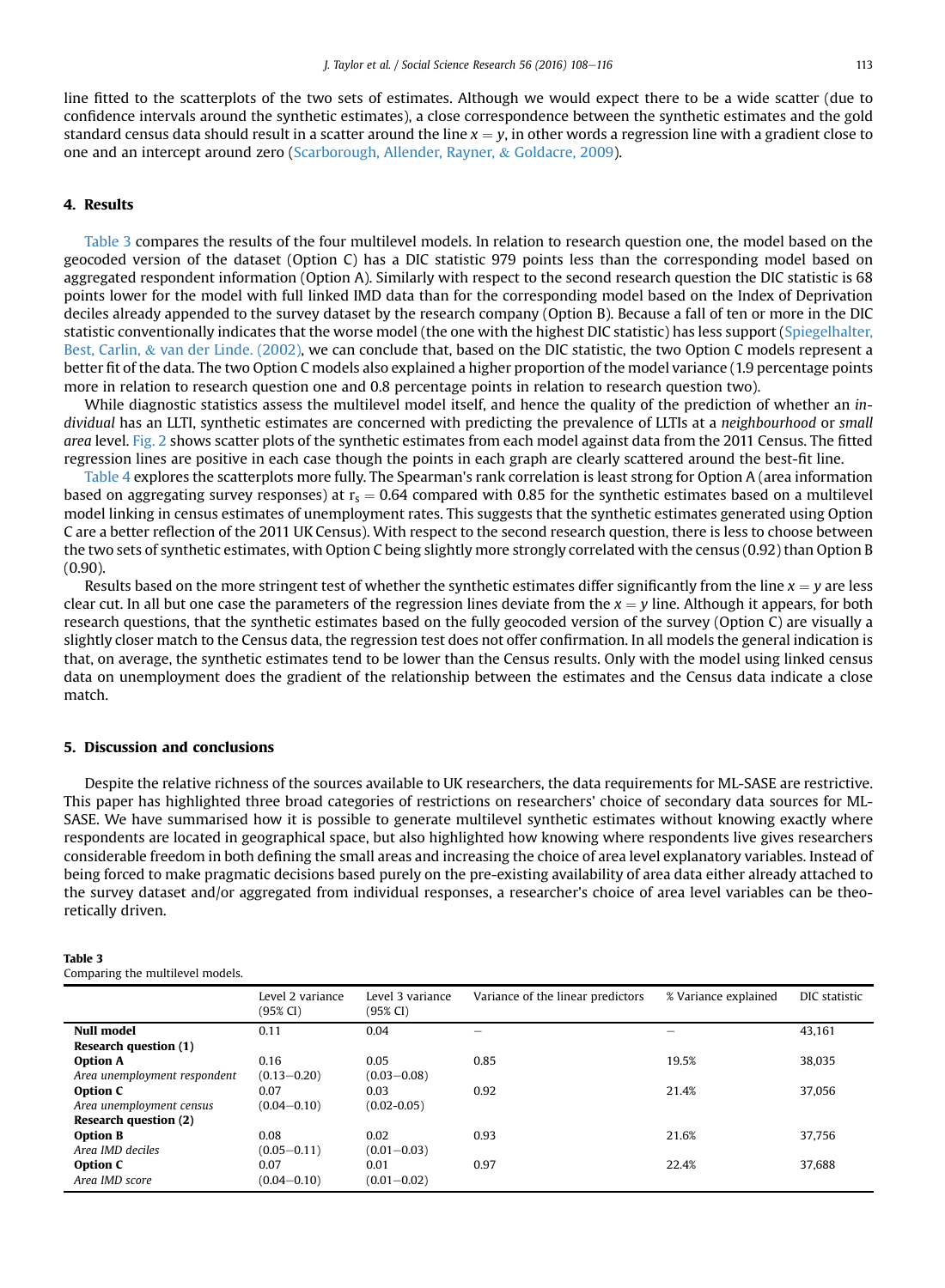line fitted to the scatterplots of the two sets of estimates. Although we would expect there to be a wide scatter (due to confidence intervals around the synthetic estimates), a close correspondence between the synthetic estimates and the gold standard census data should result in a scatter around the line $x = y$, in other words a regression line with a gradient close to one and an intercept around zero (Scarborough, Allender, Rayner, & Goldacre, 2009).

## 4. Results

Table 3 compares the results of the four multilevel models. In relation to research question one, the model based on the geocoded version of the dataset (Option C) has a DIC statistic 979 points less than the corresponding model based on aggregated respondent information (Option A). Similarly with respect to the second research question the DIC statistic is 68 points lower for the model with full linked IMD data than for the corresponding model based on the Index of Deprivation deciles already appended to the survey dataset by the research company (Option B). Because a fall of ten or more in the DIC statistic conventionally indicates that the worse model (the one with the highest DIC statistic) has less support (Spiegelhalter, Best, Carlin, & van der Linde. (2002), we can conclude that, based on the DIC statistic, the two Option C models represent a better fit of the data. The two Option C models also explained a higher proportion of the model variance (1.9 percentage points more in relation to research question one and 0.8 percentage points in relation to research question two).

While diagnostic statistics assess the multilevel model itself, and hence the quality of the prediction of whether an *individual* has an LLTI, synthetic estimates are concerned with predicting the prevalence of LLTIs at a *neighbourhood* or *small area* level. Fig. 2 shows scatter plots of the synthetic estimates from each model against data from the 2011 Census. The fitted regression lines are positive in each case though the points in each graph are clearly scattered around the best-fit line.

Table 4 explores the scatterplots more fully. The Spearman's rank correlation is least strong for Option A (area information based on aggregating survey responses) at $r_s = 0.64$ compared with 0.85 for the synthetic estimates based on a multilevel model linking in census estimates of unemployment rates. This suggests that the synthetic estimates generated using Option C are a better reflection of the 2011 UK Census). With respect to the second research question, there is less to choose between the two sets of synthetic estimates, with Option C being slightly more strongly correlated with the census (0.92) than Option B (0.90).

Results based on the more stringent test of whether the synthetic estimates differ significantly from the line $x = y$ are less clear cut. In all but one case the parameters of the regression lines deviate from the $x = y$ line. Although it appears, for both research questions, that the synthetic estimates based on the fully geocoded version of the survey (Option C) are visually a slightly closer match to the Census data, the regression test does not offer confirmation. In all models the general indication is that, on average, the synthetic estimates tend to be lower than the Census results. Only with the model using linked census data on unemployment does the gradient of the relationship between the estimates and the Census data indicate a close match.

## 5. Discussion and conclusions

Despite the relative richness of the sources available to UK researchers, the data requirements for ML-SASE are restrictive. This paper has highlighted three broad categories of restrictions on researchers' choice of secondary data sources for ML-SASE. We have summarised how it is possible to generate multilevel synthetic estimates without knowing exactly where respondents are located in geographical space, but also highlighted how knowing where respondents live gives researchers considerable freedom in both defining the small areas and increasing the choice of area level explanatory variables. Instead of being forced to make pragmatic decisions based purely on the pre-existing availability of area data either already attached to the survey dataset and/or aggregated from individual responses, a researcher's choice of area level variables can be theoretically driven.

**Table 3**
Comparing the multilevel models.

| | Level 2 variance (95% CI) | Level 3 variance (95% CI) | Variance of the linear predictors | % Variance explained | DIC statistic |
|---|---|---|---|---|---|
| **Null model** | 0.11 | 0.04 | – | – | 43,161 |
| **Research question (1)** | | | | | |
| **Option A** *Area unemployment respondent* | 0.16 (0.13–0.20) | 0.05 (0.03–0.08) | 0.85 | 19.5% | 38,035 |
| **Option C** *Area unemployment census* | 0.07 (0.04–0.10) | 0.03 (0.02-0.05) | 0.92 | 21.4% | 37,056 |
| **Research question (2)** | | | | | |
| **Option B** *Area IMD deciles* | 0.08 (0.05–0.11) | 0.02 (0.01–0.03) | 0.93 | 21.6% | 37,756 |
| **Option C** *Area IMD score* | 0.07 (0.04–0.10) | 0.01 (0.01–0.02) | 0.97 | 22.4% | 37,688 |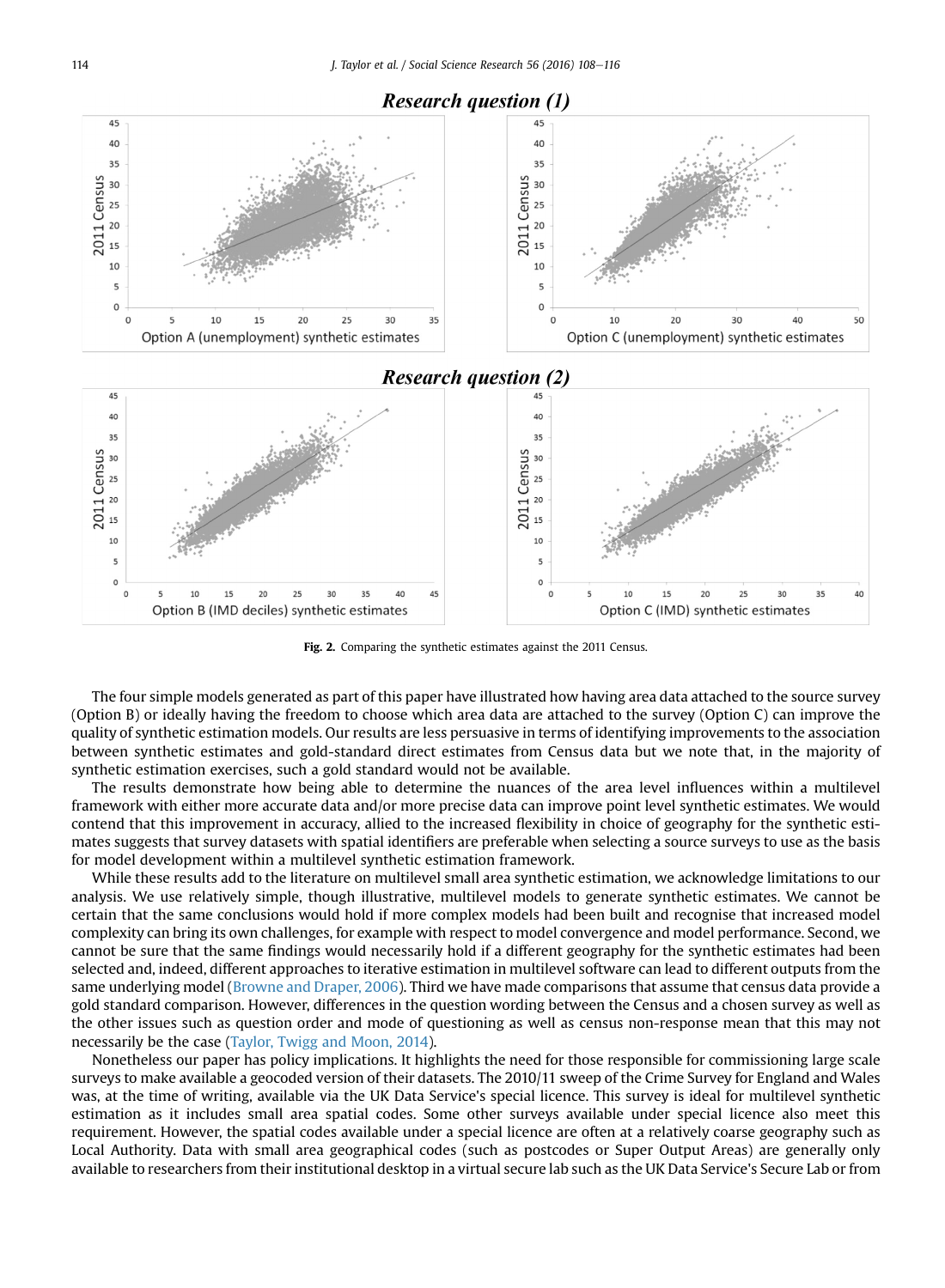### Research question (1)

2011 Census
Option A (unemployment) synthetic estimates

2011 Census
Option C (unemployment) synthetic estimates

### Research question (2)

2011 Census
Option B (IMD deciles) synthetic estimates

2011 Census
Option C (IMD) synthetic estimates

**Fig. 2.** Comparing the synthetic estimates against the 2011 Census.

The four simple models generated as part of this paper have illustrated how having area data attached to the source survey (Option B) or ideally having the freedom to choose which area data are attached to the survey (Option C) can improve the quality of synthetic estimation models. Our results are less persuasive in terms of identifying improvements to the association between synthetic estimates and gold-standard direct estimates from Census data but we note that, in the majority of synthetic estimation exercises, such a gold standard would not be available.

The results demonstrate how being able to determine the nuances of the area level influences within a multilevel framework with either more accurate data and/or more precise data can improve point level synthetic estimates. We would contend that this improvement in accuracy, allied to the increased flexibility in choice of geography for the synthetic estimates suggests that survey datasets with spatial identifiers are preferable when selecting a source surveys to use as the basis for model development within a multilevel synthetic estimation framework.

While these results add to the literature on multilevel small area synthetic estimation, we acknowledge limitations to our analysis. We use relatively simple, though illustrative, multilevel models to generate synthetic estimates. We cannot be certain that the same conclusions would hold if more complex models had been built and recognise that increased model complexity can bring its own challenges, for example with respect to model convergence and model performance. Second, we cannot be sure that the same findings would necessarily hold if a different geography for the synthetic estimates had been selected and, indeed, different approaches to iterative estimation in multilevel software can lead to different outputs from the same underlying model (Browne and Draper, 2006). Third we have made comparisons that assume that census data provide a gold standard comparison. However, differences in the question wording between the Census and a chosen survey as well as the other issues such as question order and mode of questioning as well as census non-response mean that this may not necessarily be the case (Taylor, Twigg and Moon, 2014).

Nonetheless our paper has policy implications. It highlights the need for those responsible for commissioning large scale surveys to make available a geocoded version of their datasets. The 2010/11 sweep of the Crime Survey for England and Wales was, at the time of writing, available via the UK Data Service's special licence. This survey is ideal for multilevel synthetic estimation as it includes small area spatial codes. Some other surveys available under special licence also meet this requirement. However, the spatial codes available under a special licence are often at a relatively coarse geography such as Local Authority. Data with small area geographical codes (such as postcodes or Super Output Areas) are generally only available to researchers from their institutional desktop in a virtual secure lab such as the UK Data Service's Secure Lab or from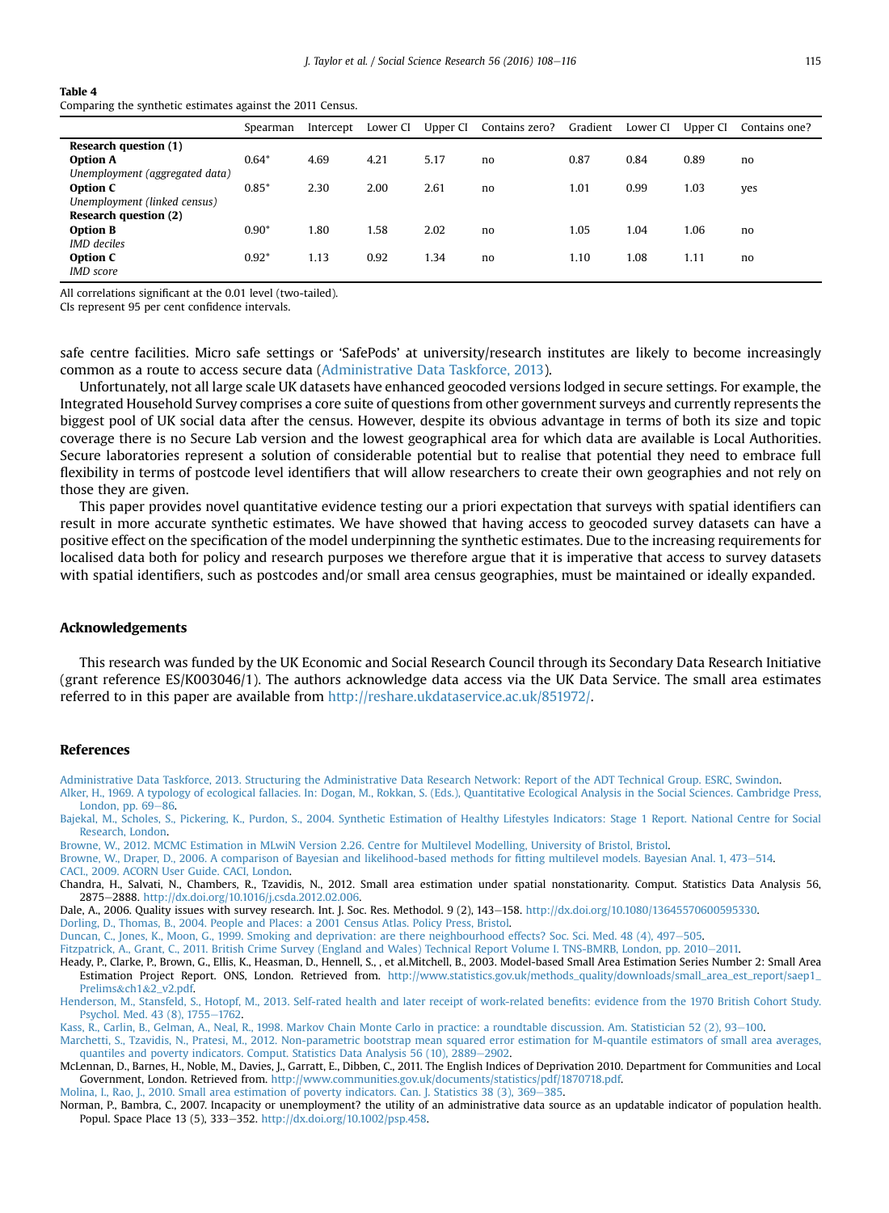**Table 4**
Comparing the synthetic estimates against the 2011 Census.

| | Spearman | Intercept | Lower CI | Upper CI | Contains zero? | Gradient | Lower CI | Upper CI | Contains one? |
|---|---|---|---|---|---|---|---|---|---|
| **Research question (1)** | | | | | | | | | |
| **Option A** | 0.64* | 4.69 | 4.21 | 5.17 | no | 0.87 | 0.84 | 0.89 | no |
| *Unemployment (aggregated data)* | | | | | | | | | |
| **Option C** | 0.85* | 2.30 | 2.00 | 2.61 | no | 1.01 | 0.99 | 1.03 | yes |
| *Unemployment (linked census)* | | | | | | | | | |
| **Research question (2)** | | | | | | | | | |
| **Option B** | 0.90* | 1.80 | 1.58 | 2.02 | no | 1.05 | 1.04 | 1.06 | no |
| *IMD deciles* | | | | | | | | | |
| **Option C** | 0.92* | 1.13 | 0.92 | 1.34 | no | 1.10 | 1.08 | 1.11 | no |
| *IMD score* | | | | | | | | | |

All correlations significant at the 0.01 level (two-tailed).
CIs represent 95 per cent confidence intervals.

safe centre facilities. Micro safe settings or 'SafePods' at university/research institutes are likely to become increasingly common as a route to access secure data (Administrative Data Taskforce, 2013).

Unfortunately, not all large scale UK datasets have enhanced geocoded versions lodged in secure settings. For example, the Integrated Household Survey comprises a core suite of questions from other government surveys and currently represents the biggest pool of UK social data after the census. However, despite its obvious advantage in terms of both its size and topic coverage there is no Secure Lab version and the lowest geographical area for which data are available is Local Authorities. Secure laboratories represent a solution of considerable potential but to realise that potential they need to embrace full flexibility in terms of postcode level identifiers that will allow researchers to create their own geographies and not rely on those they are given.

This paper provides novel quantitative evidence testing our a priori expectation that surveys with spatial identifiers can result in more accurate synthetic estimates. We have showed that having access to geocoded survey datasets can have a positive effect on the specification of the model underpinning the synthetic estimates. Due to the increasing requirements for localised data both for policy and research purposes we therefore argue that it is imperative that access to survey datasets with spatial identifiers, such as postcodes and/or small area census geographies, must be maintained or ideally expanded.

## Acknowledgements

This research was funded by the UK Economic and Social Research Council through its Secondary Data Research Initiative (grant reference ES/K003046/1). The authors acknowledge data access via the UK Data Service. The small area estimates referred to in this paper are available from http://reshare.ukdataservice.ac.uk/851972/.

## References

Administrative Data Taskforce, 2013. Structuring the Administrative Data Research Network: Report of the ADT Technical Group. ESRC, Swindon.

Alker, H., 1969. A typology of ecological fallacies. In: Dogan, M., Rokkan, S. (Eds.), Quantitative Ecological Analysis in the Social Sciences. Cambridge Press, London, pp. 69–86.

Bajekal, M., Scholes, S., Pickering, K., Purdon, S., 2004. Synthetic Estimation of Healthy Lifestyles Indicators: Stage 1 Report. National Centre for Social Research, London.

Browne, W., 2012. MCMC Estimation in MLwiN Version 2.26. Centre for Multilevel Modelling, University of Bristol, Bristol.

Browne, W., Draper, D., 2006. A comparison of Bayesian and likelihood-based methods for fitting multilevel models. Bayesian Anal. 1, 473–514.

CACI., 2009. ACORN User Guide. CACI, London.

Chandra, H., Salvati, N., Chambers, R., Tzavidis, N., 2012. Small area estimation under spatial nonstationarity. Comput. Statistics Data Analysis 56, 2875–2888. http://dx.doi.org/10.1016/j.csda.2012.02.006.

Dale, A., 2006. Quality issues with survey research. Int. J. Soc. Res. Methodol. 9 (2), 143–158. http://dx.doi.org/10.1080/13645570600595330.

Dorling, D., Thomas, B., 2004. People and Places: a 2001 Census Atlas. Policy Press, Bristol.

Duncan, C., Jones, K., Moon, G., 1999. Smoking and deprivation: are there neighbourhood effects? Soc. Sci. Med. 48 (4), 497–505.

Fitzpatrick, A., Grant, C., 2011. British Crime Survey (England and Wales) Technical Report Volume I. TNS-BMRB, London, pp. 2010–2011.

Heady, P., Clarke, P., Brown, G., Ellis, K., Heasman, D., Hennell, S., , et al.Mitchell, B., 2003. Model-based Small Area Estimation Series Number 2: Small Area Estimation Project Report. ONS, London. Retrieved from. http://www.statistics.gov.uk/methods_quality/downloads/small_area_est_report/saep1_Prelims&ch1&2_v2.pdf.

Henderson, M., Stansfeld, S., Hotopf, M., 2013. Self-rated health and later receipt of work-related benefits: evidence from the 1970 British Cohort Study. Psychol. Med. 43 (8), 1755–1762.

Kass, R., Carlin, B., Gelman, A., Neal, R., 1998. Markov Chain Monte Carlo in practice: a roundtable discussion. Am. Statistician 52 (2), 93–100.

Marchetti, S., Tzavidis, N., Pratesi, M., 2012. Non-parametric bootstrap mean squared error estimation for M-quantile estimators of small area averages, quantiles and poverty indicators. Comput. Statistics Data Analysis 56 (10), 2889–2902.

McLennan, D., Barnes, H., Noble, M., Davies, J., Garratt, E., Dibben, C., 2011. The English Indices of Deprivation 2010. Department for Communities and Local Government, London. Retrieved from. http://www.communities.gov.uk/documents/statistics/pdf/1870718.pdf.

Molina, I., Rao, J., 2010. Small area estimation of poverty indicators. Can. J. Statistics 38 (3), 369–385.

Norman, P., Bambra, C., 2007. Incapacity or unemployment? the utility of an administrative data source as an updatable indicator of population health. Popul. Space Place 13 (5), 333–352. http://dx.doi.org/10.1002/psp.458.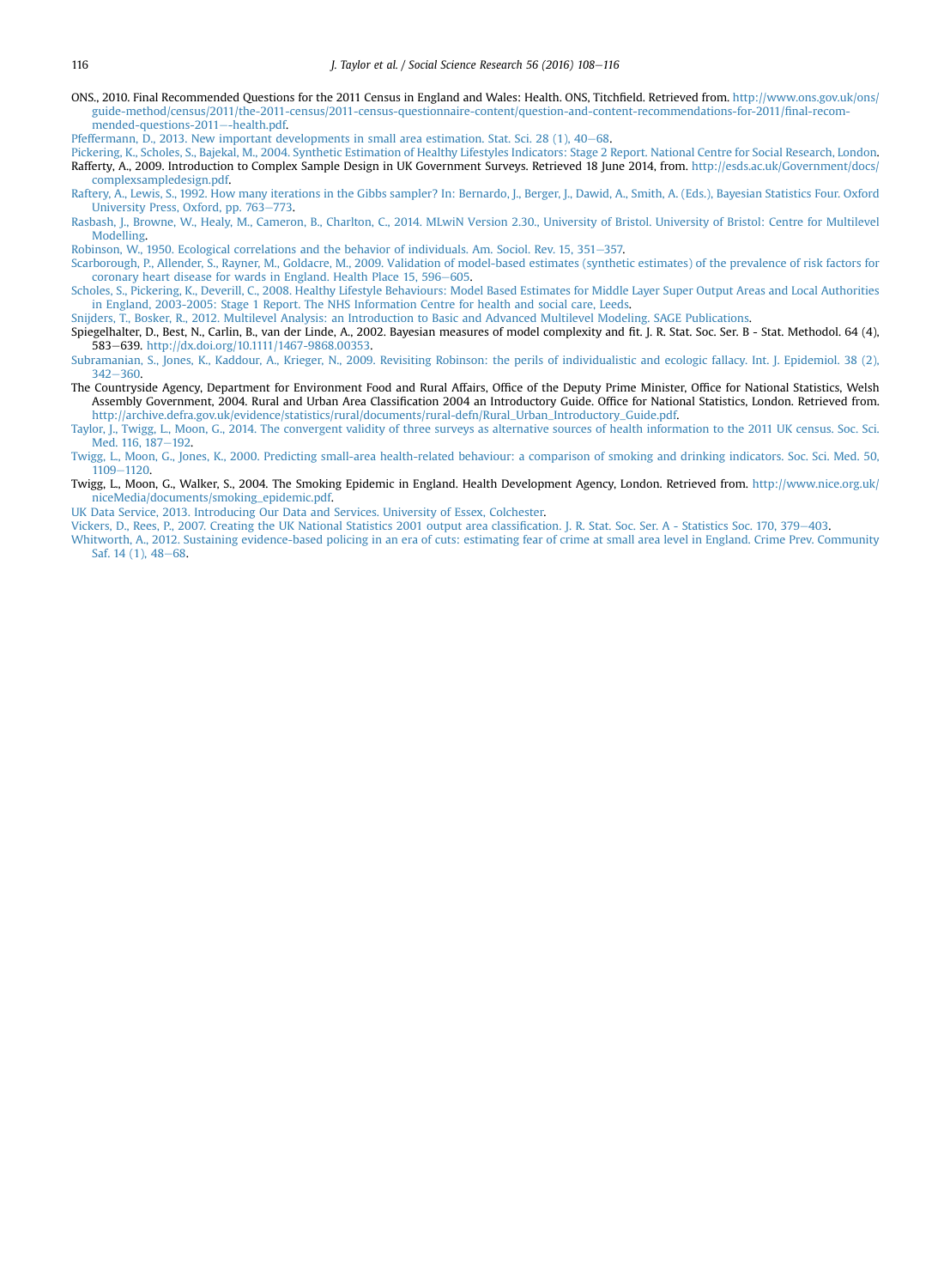ONS., 2010. Final Recommended Questions for the 2011 Census in England and Wales: Health. ONS, Titchfield. Retrieved from. http://www.ons.gov.uk/ons/guide-method/census/2011/the-2011-census/2011-census-questionnaire-content/question-and-content-recommendations-for-2011/final-recommended-questions-2011—-health.pdf.

Pfeffermann, D., 2013. New important developments in small area estimation. Stat. Sci. 28 (1), 40–68.

Pickering, K., Scholes, S., Bajekal, M., 2004. Synthetic Estimation of Healthy Lifestyles Indicators: Stage 2 Report. National Centre for Social Research, London.

Rafferty, A., 2009. Introduction to Complex Sample Design in UK Government Surveys. Retrieved 18 June 2014, from. http://esds.ac.uk/Government/docs/complexsampledesign.pdf.

Raftery, A., Lewis, S., 1992. How many iterations in the Gibbs sampler? In: Bernardo, J., Berger, J., Dawid, A., Smith, A. (Eds.), Bayesian Statistics Four. Oxford University Press, Oxford, pp. 763–773.

Rasbash, J., Browne, W., Healy, M., Cameron, B., Charlton, C., 2014. MLwiN Version 2.30., University of Bristol. University of Bristol: Centre for Multilevel Modelling.

Robinson, W., 1950. Ecological correlations and the behavior of individuals. Am. Sociol. Rev. 15, 351–357.

Scarborough, P., Allender, S., Rayner, M., Goldacre, M., 2009. Validation of model-based estimates (synthetic estimates) of the prevalence of risk factors for coronary heart disease for wards in England. Health Place 15, 596–605.

Scholes, S., Pickering, K., Deverill, C., 2008. Healthy Lifestyle Behaviours: Model Based Estimates for Middle Layer Super Output Areas and Local Authorities in England, 2003-2005: Stage 1 Report. The NHS Information Centre for health and social care, Leeds.

Snijders, T., Bosker, R., 2012. Multilevel Analysis: an Introduction to Basic and Advanced Multilevel Modeling. SAGE Publications.

Spiegelhalter, D., Best, N., Carlin, B., van der Linde, A., 2002. Bayesian measures of model complexity and fit. J. R. Stat. Soc. Ser. B - Stat. Methodol. 64 (4), 583–639. http://dx.doi.org/10.1111/1467-9868.00353.

Subramanian, S., Jones, K., Kaddour, A., Krieger, N., 2009. Revisiting Robinson: the perils of individualistic and ecologic fallacy. Int. J. Epidemiol. 38 (2), 342–360.

The Countryside Agency, Department for Environment Food and Rural Affairs, Office of the Deputy Prime Minister, Office for National Statistics, Welsh Assembly Government, 2004. Rural and Urban Area Classification 2004 an Introductory Guide. Office for National Statistics, London. Retrieved from. http://archive.defra.gov.uk/evidence/statistics/rural/documents/rural-defn/Rural_Urban_Introductory_Guide.pdf.

Taylor, J., Twigg, L., Moon, G., 2014. The convergent validity of three surveys as alternative sources of health information to the 2011 UK census. Soc. Sci. Med. 116, 187–192.

Twigg, L., Moon, G., Jones, K., 2000. Predicting small-area health-related behaviour: a comparison of smoking and drinking indicators. Soc. Sci. Med. 50, 1109–1120.

Twigg, L., Moon, G., Walker, S., 2004. The Smoking Epidemic in England. Health Development Agency, London. Retrieved from. http://www.nice.org.uk/niceMedia/documents/smoking_epidemic.pdf.

UK Data Service, 2013. Introducing Our Data and Services. University of Essex, Colchester.

Vickers, D., Rees, P., 2007. Creating the UK National Statistics 2001 output area classification. J. R. Stat. Soc. Ser. A - Statistics Soc. 170, 379–403.

Whitworth, A., 2012. Sustaining evidence-based policing in an era of cuts: estimating fear of crime at small area level in England. Crime Prev. Community Saf. 14 (1), 48–68.